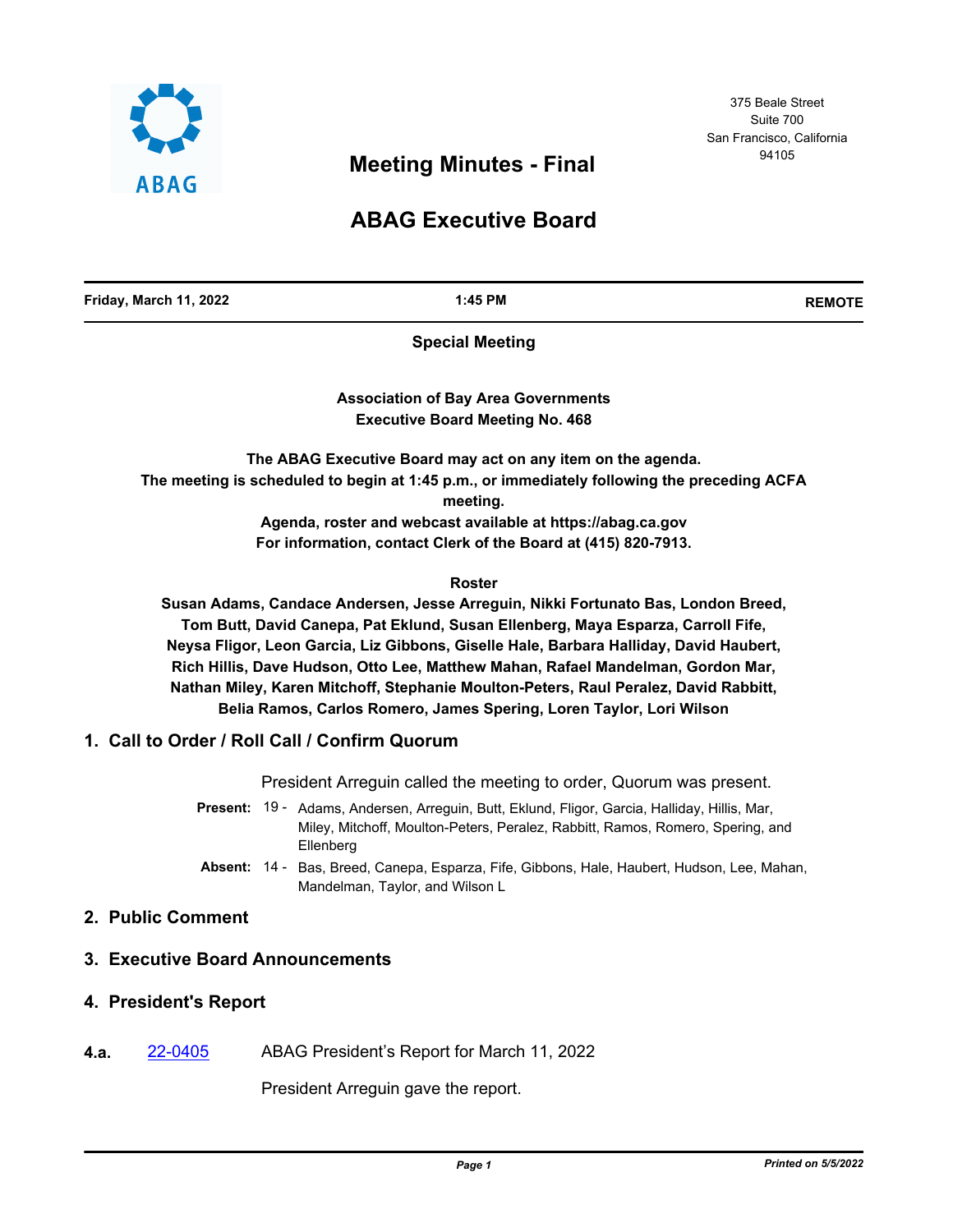ABAG

375 Beale Street
Suite 700
San Francisco, California
94105

# Meeting Minutes - Final

# ABAG Executive Board

| Friday, March 11, 2022 | 1:45 PM | REMOTE |
|---|---|---|

**Special Meeting**

**Association of Bay Area Governments**
**Executive Board Meeting No. 468**

**The ABAG Executive Board may act on any item on the agenda.**
**The meeting is scheduled to begin at 1:45 p.m., or immediately following the preceding ACFA meeting.**
**Agenda, roster and webcast available at https://abag.ca.gov**
**For information, contact Clerk of the Board at (415) 820-7913.**

**Roster**

**Susan Adams, Candace Andersen, Jesse Arreguin, Nikki Fortunato Bas, London Breed, Tom Butt, David Canepa, Pat Eklund, Susan Ellenberg, Maya Esparza, Carroll Fife, Neysa Fligor, Leon Garcia, Liz Gibbons, Giselle Hale, Barbara Halliday, David Haubert, Rich Hillis, Dave Hudson, Otto Lee, Matthew Mahan, Rafael Mandelman, Gordon Mar, Nathan Miley, Karen Mitchoff, Stephanie Moulton-Peters, Raul Peralez, David Rabbitt, Belia Ramos, Carlos Romero, James Spering, Loren Taylor, Lori Wilson**

## 1. Call to Order / Roll Call / Confirm Quorum

President Arreguin called the meeting to order, Quorum was present.

**Present:** 19 - Adams, Andersen, Arreguin, Butt, Eklund, Fligor, Garcia, Halliday, Hillis, Mar, Miley, Mitchoff, Moulton-Peters, Peralez, Rabbitt, Ramos, Romero, Spering, and Ellenberg

**Absent:** 14 - Bas, Breed, Canepa, Esparza, Fife, Gibbons, Hale, Haubert, Hudson, Lee, Mahan, Mandelman, Taylor, and Wilson L

## 2. Public Comment

## 3. Executive Board Announcements

## 4. President's Report

**4.a.** 22-0405 ABAG President's Report for March 11, 2022

President Arreguin gave the report.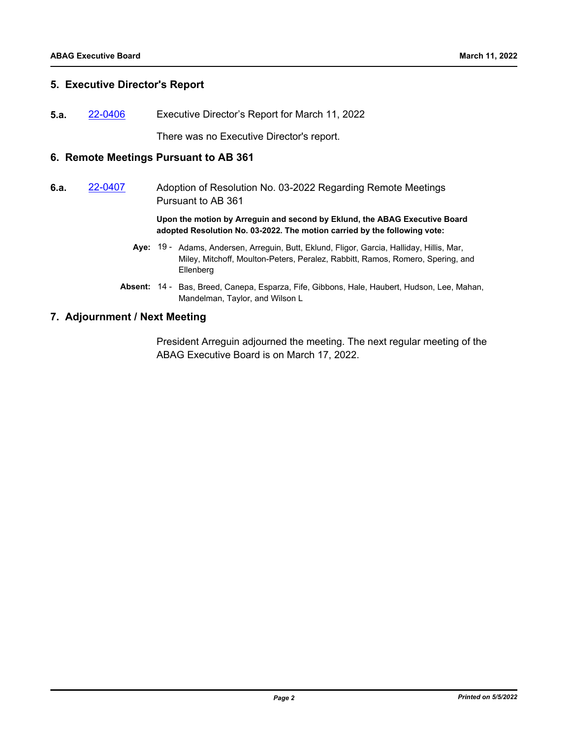## 5. Executive Director's Report

**5.a.** 22-0406 Executive Director’s Report for March 11, 2022

There was no Executive Director's report.

## 6. Remote Meetings Pursuant to AB 361

**6.a.** 22-0407 Adoption of Resolution No. 03-2022 Regarding Remote Meetings Pursuant to AB 361

**Upon the motion by Arreguin and second by Eklund, the ABAG Executive Board adopted Resolution No. 03-2022. The motion carried by the following vote:**

**Aye:** 19 - Adams, Andersen, Arreguin, Butt, Eklund, Fligor, Garcia, Halliday, Hillis, Mar, Miley, Mitchoff, Moulton-Peters, Peralez, Rabbitt, Ramos, Romero, Spering, and Ellenberg

**Absent:** 14 - Bas, Breed, Canepa, Esparza, Fife, Gibbons, Hale, Haubert, Hudson, Lee, Mahan, Mandelman, Taylor, and Wilson L

## 7. Adjournment / Next Meeting

President Arreguin adjourned the meeting. The next regular meeting of the ABAG Executive Board is on March 17, 2022.